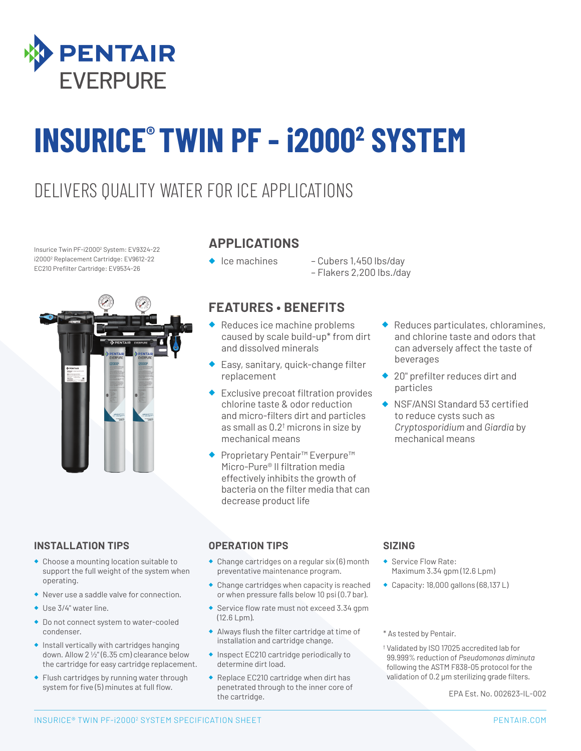PENTAIR
EVERPURE

# INSURICE® TWIN PF - i2000² SYSTEM

## DELIVERS QUALITY WATER FOR ICE APPLICATIONS

Insurice Twin PF-i2000² System: EV9324-22
i2000² Replacement Cartridge: EV9612-22
EC210 Prefilter Cartridge: EV9534-26

### APPLICATIONS

- Ice machines
  - Cubers 1,450 lbs/day
  - Flakers 2,200 lbs./day

### FEATURES • BENEFITS

- Reduces ice machine problems caused by scale build-up* from dirt and dissolved minerals
- Easy, sanitary, quick-change filter replacement
- Exclusive precoat filtration provides chlorine taste & odor reduction and micro-filters dirt and particles as small as 0.2† microns in size by mechanical means
- Proprietary Pentair™ Everpure™ Micro-Pure® II filtration media effectively inhibits the growth of bacteria on the filter media that can decrease product life
- Reduces particulates, chloramines, and chlorine taste and odors that can adversely affect the taste of beverages
- 20" prefilter reduces dirt and particles
- NSF/ANSI Standard 53 certified to reduce cysts such as *Cryptosporidium* and *Giardia* by mechanical means

### INSTALLATION TIPS

- Choose a mounting location suitable to support the full weight of the system when operating.
- Never use a saddle valve for connection.
- Use 3/4" water line.
- Do not connect system to water-cooled condenser.
- Install vertically with cartridges hanging down. Allow 2 ½" (6.35 cm) clearance below the cartridge for easy cartridge replacement.
- Flush cartridges by running water through system for five (5) minutes at full flow.

### OPERATION TIPS

- Change cartridges on a regular six (6) month preventative maintenance program.
- Change cartridges when capacity is reached or when pressure falls below 10 psi (0.7 bar).
- Service flow rate must not exceed 3.34 gpm (12.6 Lpm).
- Always flush the filter cartridge at time of installation and cartridge change.
- Inspect EC210 cartridge periodically to determine dirt load.
- Replace EC210 cartridge when dirt has penetrated through to the inner core of the cartridge.

### SIZING

- Service Flow Rate: Maximum 3.34 gpm (12.6 Lpm)
- Capacity: 18,000 gallons (68,137 L)

\* As tested by Pentair.

† Validated by ISO 17025 accredited lab for 99.999% reduction of *Pseudomonas diminuta* following the ASTM F838-05 protocol for the validation of 0.2 µm sterilizing grade filters.

EPA Est. No. 002623-IL-002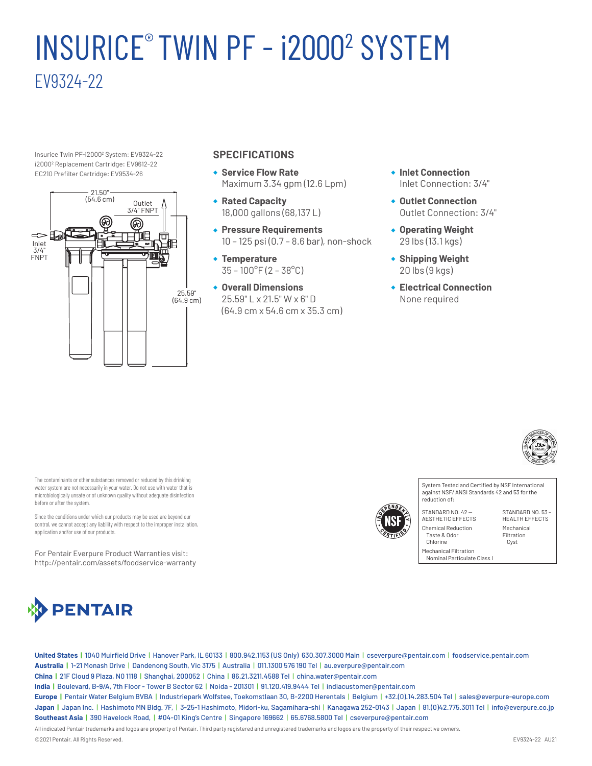# INSURICE® TWIN PF - i2000² SYSTEM

## EV9324-22

Insurice Twin PF-i2000² System: EV9324-22
i2000² Replacement Cartridge: EV9612-22
EC210 Prefilter Cartridge: EV9534-26

21.50"
(54.6 cm)
Outlet
3/4" FNPT
Inlet
3/4"
FNPT
25.59"
(64.9 cm)

### SPECIFICATIONS

- **Service Flow Rate**
  Maximum 3.34 gpm (12.6 Lpm)
- **Rated Capacity**
  18,000 gallons (68,137 L)
- **Pressure Requirements**
  10 – 125 psi (0.7 – 8.6 bar), non-shock
- **Temperature**
  35 – 100°F (2 – 38°C)
- **Overall Dimensions**
  25.59" L x 21.5" W x 6" D
  (64.9 cm x 54.6 cm x 35.3 cm)
- **Inlet Connection**
  Inlet Connection: 3/4"
- **Outlet Connection**
  Outlet Connection: 3/4"
- **Operating Weight**
  29 lbs (13.1 kgs)
- **Shipping Weight**
  20 lbs (9 kgs)
- **Electrical Connection**
  None required

The contaminants or other substances removed or reduced by this drinking water system are not necessarily in your water. Do not use with water that is microbiologically unsafe or of unknown quality without adequate disinfection before or after the system.

Since the conditions under which our products may be used are beyond our control, we cannot accept any liability with respect to the improper installation, application and/or use of our products.

For Pentair Everpure Product Warranties visit:
http://pentair.com/assets/foodservice-warranty

System Tested and Certified by NSF International against NSF/ ANSI Standards 42 and 53 for the reduction of:

| STANDARD NO. 42 – AESTHETIC EFFECTS | STANDARD NO. 53 – HEALTH EFFECTS |
|---|---|
| Chemical Reduction<br>Taste & Odor<br>Chlorine | Mechanical Filtration<br>Cyst |
| Mechanical Filtration<br>Nominal Particulate Class I | |

PENTAIR

**United States** | 1040 Muirfield Drive | Hanover Park, IL 60133 | 800.942.1153 (US Only) 630.307.3000 Main | cseverpure@pentair.com | foodservice.pentair.com
**Australia** | 1-21 Monash Drive | Dandenong South, Vic 3175 | Australia | 011.1300 576 190 Tel | au.everpure@pentair.com
**China** | 21F Cloud 9 Plaza, N0 1118 | Shanghai, 200052 | China | 86.21.3211.4588 Tel | china.water@pentair.com
**India** | Boulevard, B-9/A, 7th Floor - Tower B Sector 62 | Noida - 201301 | 91.120.419.9444 Tel | indiacustomer@pentair.com
**Europe** | Pentair Water Belgium BVBA | Industriepark Wolfstee, Toekomstlaan 30, B-2200 Herentals | Belgium | +32.(0).14.283.504 Tel | sales@everpure-europe.com
**Japan** | Japan Inc. | Hashimoto MN Bldg. 7F, | 3-25-1 Hashimoto, Midori-ku, Sagamihara-shi | Kanagawa 252-0143 | Japan | 81.(0)42.775.3011 Tel | info@everpure.co.jp
**Southeast Asia** | 390 Havelock Road, | #04-01 King's Centre | Singapore 169662 | 65.6768.5800 Tel | cseverpure@pentair.com

All indicated Pentair trademarks and logos are property of Pentair. Third party registered and unregistered trademarks and logos are the property of their respective owners.

©2021 Pentair. All Rights Reserved. EV9324-22 AU21